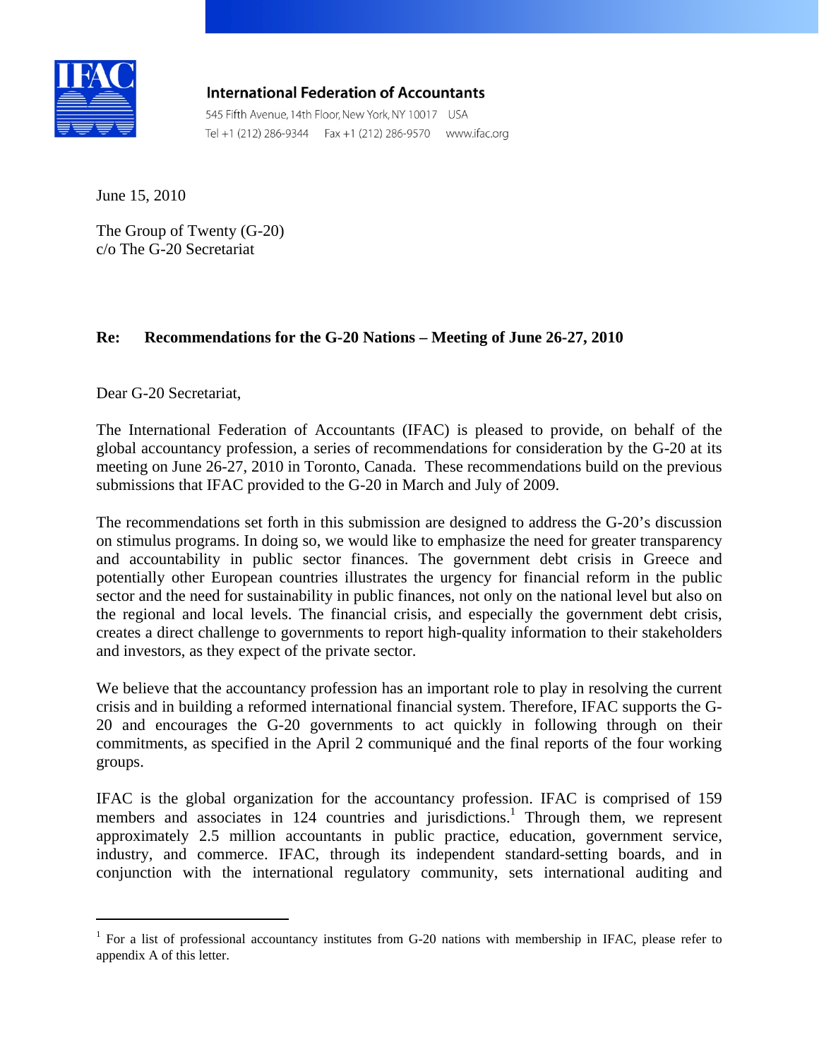**International Federation of Accountants**

545 Fifth Avenue, 14th Floor, New York, NY 10017 USA

Tel +1 (212) 286-9344 Fax +1 (212) 286-9570 www.ifac.org

June 15, 2010

The Group of Twenty (G-20)
c/o The G-20 Secretariat

**Re: Recommendations for the G-20 Nations – Meeting of June 26-27, 2010**

Dear G-20 Secretariat,

The International Federation of Accountants (IFAC) is pleased to provide, on behalf of the global accountancy profession, a series of recommendations for consideration by the G-20 at its meeting on June 26-27, 2010 in Toronto, Canada. These recommendations build on the previous submissions that IFAC provided to the G-20 in March and July of 2009.

The recommendations set forth in this submission are designed to address the G-20's discussion on stimulus programs. In doing so, we would like to emphasize the need for greater transparency and accountability in public sector finances. The government debt crisis in Greece and potentially other European countries illustrates the urgency for financial reform in the public sector and the need for sustainability in public finances, not only on the national level but also on the regional and local levels. The financial crisis, and especially the government debt crisis, creates a direct challenge to governments to report high-quality information to their stakeholders and investors, as they expect of the private sector.

We believe that the accountancy profession has an important role to play in resolving the current crisis and in building a reformed international financial system. Therefore, IFAC supports the G-20 and encourages the G-20 governments to act quickly in following through on their commitments, as specified in the April 2 communiqué and the final reports of the four working groups.

IFAC is the global organization for the accountancy profession. IFAC is comprised of 159 members and associates in 124 countries and jurisdictions.[1] Through them, we represent approximately 2.5 million accountants in public practice, education, government service, industry, and commerce. IFAC, through its independent standard-setting boards, and in conjunction with the international regulatory community, sets international auditing and

[1] For a list of professional accountancy institutes from G-20 nations with membership in IFAC, please refer to appendix A of this letter.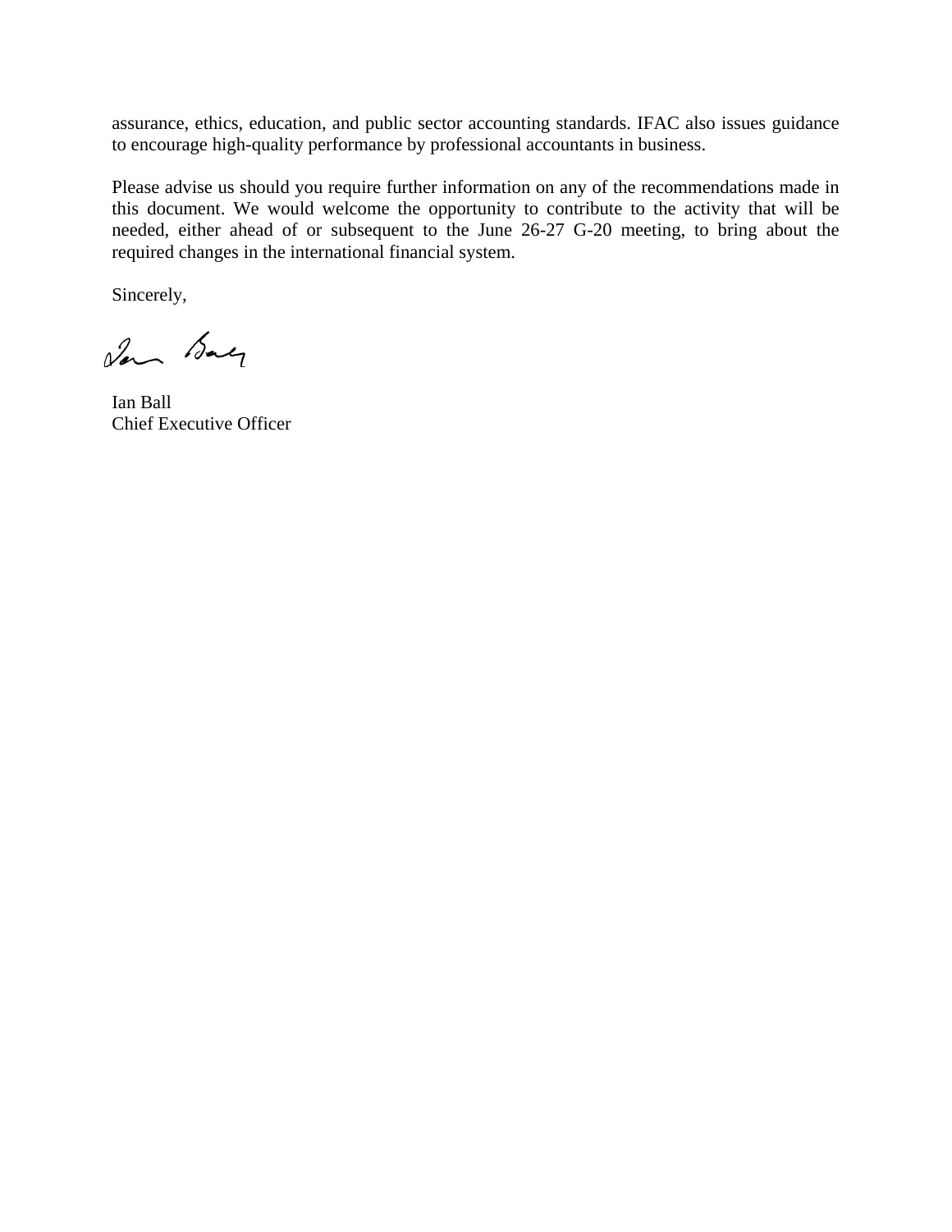assurance, ethics, education, and public sector accounting standards. IFAC also issues guidance to encourage high-quality performance by professional accountants in business.

Please advise us should you require further information on any of the recommendations made in this document. We would welcome the opportunity to contribute to the activity that will be needed, either ahead of or subsequent to the June 26-27 G-20 meeting, to bring about the required changes in the international financial system.

Sincerely,

Ian Ball
Chief Executive Officer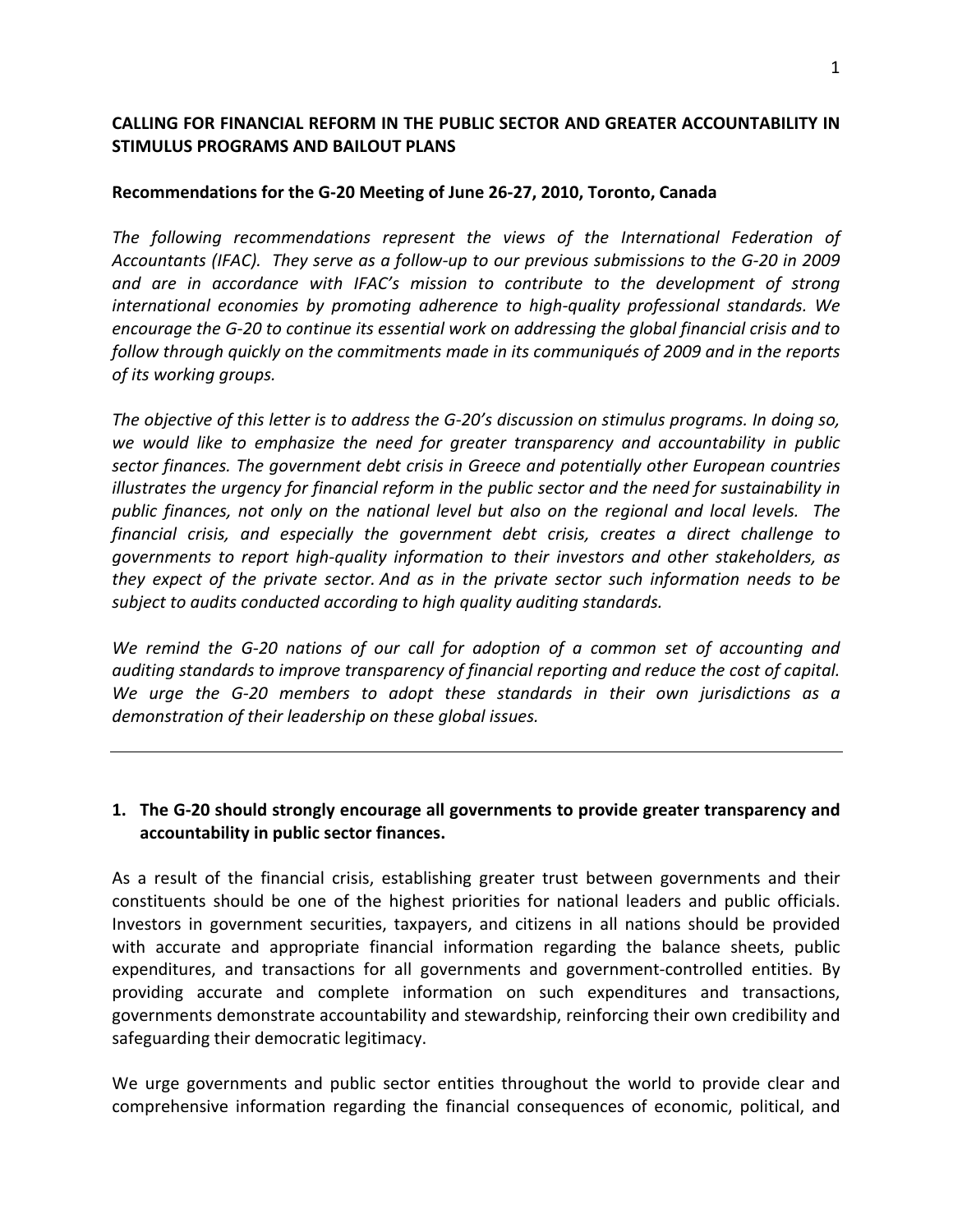**CALLING FOR FINANCIAL REFORM IN THE PUBLIC SECTOR AND GREATER ACCOUNTABILITY IN STIMULUS PROGRAMS AND BAILOUT PLANS**

**Recommendations for the G-20 Meeting of June 26-27, 2010, Toronto, Canada**

*The following recommendations represent the views of the International Federation of Accountants (IFAC). They serve as a follow-up to our previous submissions to the G-20 in 2009 and are in accordance with IFAC's mission to contribute to the development of strong international economies by promoting adherence to high-quality professional standards. We encourage the G-20 to continue its essential work on addressing the global financial crisis and to follow through quickly on the commitments made in its communiqués of 2009 and in the reports of its working groups.*

*The objective of this letter is to address the G-20's discussion on stimulus programs. In doing so, we would like to emphasize the need for greater transparency and accountability in public sector finances. The government debt crisis in Greece and potentially other European countries illustrates the urgency for financial reform in the public sector and the need for sustainability in public finances, not only on the national level but also on the regional and local levels. The financial crisis, and especially the government debt crisis, creates a direct challenge to governments to report high-quality information to their investors and other stakeholders, as they expect of the private sector. And as in the private sector such information needs to be subject to audits conducted according to high quality auditing standards.*

*We remind the G-20 nations of our call for adoption of a common set of accounting and auditing standards to improve transparency of financial reporting and reduce the cost of capital. We urge the G-20 members to adopt these standards in their own jurisdictions as a demonstration of their leadership on these global issues.*

---

1. **The G-20 should strongly encourage all governments to provide greater transparency and accountability in public sector finances.**

As a result of the financial crisis, establishing greater trust between governments and their constituents should be one of the highest priorities for national leaders and public officials. Investors in government securities, taxpayers, and citizens in all nations should be provided with accurate and appropriate financial information regarding the balance sheets, public expenditures, and transactions for all governments and government-controlled entities. By providing accurate and complete information on such expenditures and transactions, governments demonstrate accountability and stewardship, reinforcing their own credibility and safeguarding their democratic legitimacy.

We urge governments and public sector entities throughout the world to provide clear and comprehensive information regarding the financial consequences of economic, political, and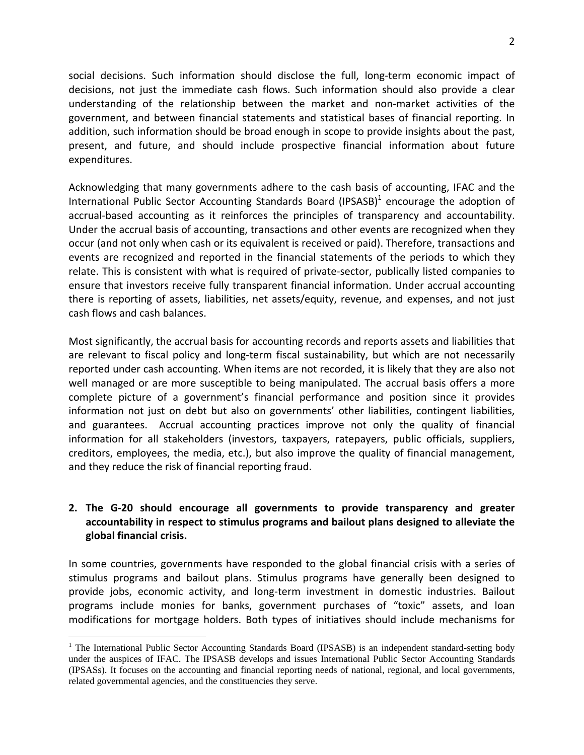social decisions. Such information should disclose the full, long-term economic impact of decisions, not just the immediate cash flows. Such information should also provide a clear understanding of the relationship between the market and non-market activities of the government, and between financial statements and statistical bases of financial reporting. In addition, such information should be broad enough in scope to provide insights about the past, present, and future, and should include prospective financial information about future expenditures.

Acknowledging that many governments adhere to the cash basis of accounting, IFAC and the International Public Sector Accounting Standards Board (IPSASB)[1] encourage the adoption of accrual-based accounting as it reinforces the principles of transparency and accountability. Under the accrual basis of accounting, transactions and other events are recognized when they occur (and not only when cash or its equivalent is received or paid). Therefore, transactions and events are recognized and reported in the financial statements of the periods to which they relate. This is consistent with what is required of private-sector, publically listed companies to ensure that investors receive fully transparent financial information. Under accrual accounting there is reporting of assets, liabilities, net assets/equity, revenue, and expenses, and not just cash flows and cash balances.

Most significantly, the accrual basis for accounting records and reports assets and liabilities that are relevant to fiscal policy and long-term fiscal sustainability, but which are not necessarily reported under cash accounting. When items are not recorded, it is likely that they are also not well managed or are more susceptible to being manipulated. The accrual basis offers a more complete picture of a government's financial performance and position since it provides information not just on debt but also on governments' other liabilities, contingent liabilities, and guarantees. Accrual accounting practices improve not only the quality of financial information for all stakeholders (investors, taxpayers, ratepayers, public officials, suppliers, creditors, employees, the media, etc.), but also improve the quality of financial management, and they reduce the risk of financial reporting fraud.

**2. The G-20 should encourage all governments to provide transparency and greater accountability in respect to stimulus programs and bailout plans designed to alleviate the global financial crisis.**

In some countries, governments have responded to the global financial crisis with a series of stimulus programs and bailout plans. Stimulus programs have generally been designed to provide jobs, economic activity, and long-term investment in domestic industries. Bailout programs include monies for banks, government purchases of "toxic" assets, and loan modifications for mortgage holders. Both types of initiatives should include mechanisms for

[1] The International Public Sector Accounting Standards Board (IPSASB) is an independent standard-setting body under the auspices of IFAC. The IPSASB develops and issues International Public Sector Accounting Standards (IPSASs). It focuses on the accounting and financial reporting needs of national, regional, and local governments, related governmental agencies, and the constituencies they serve.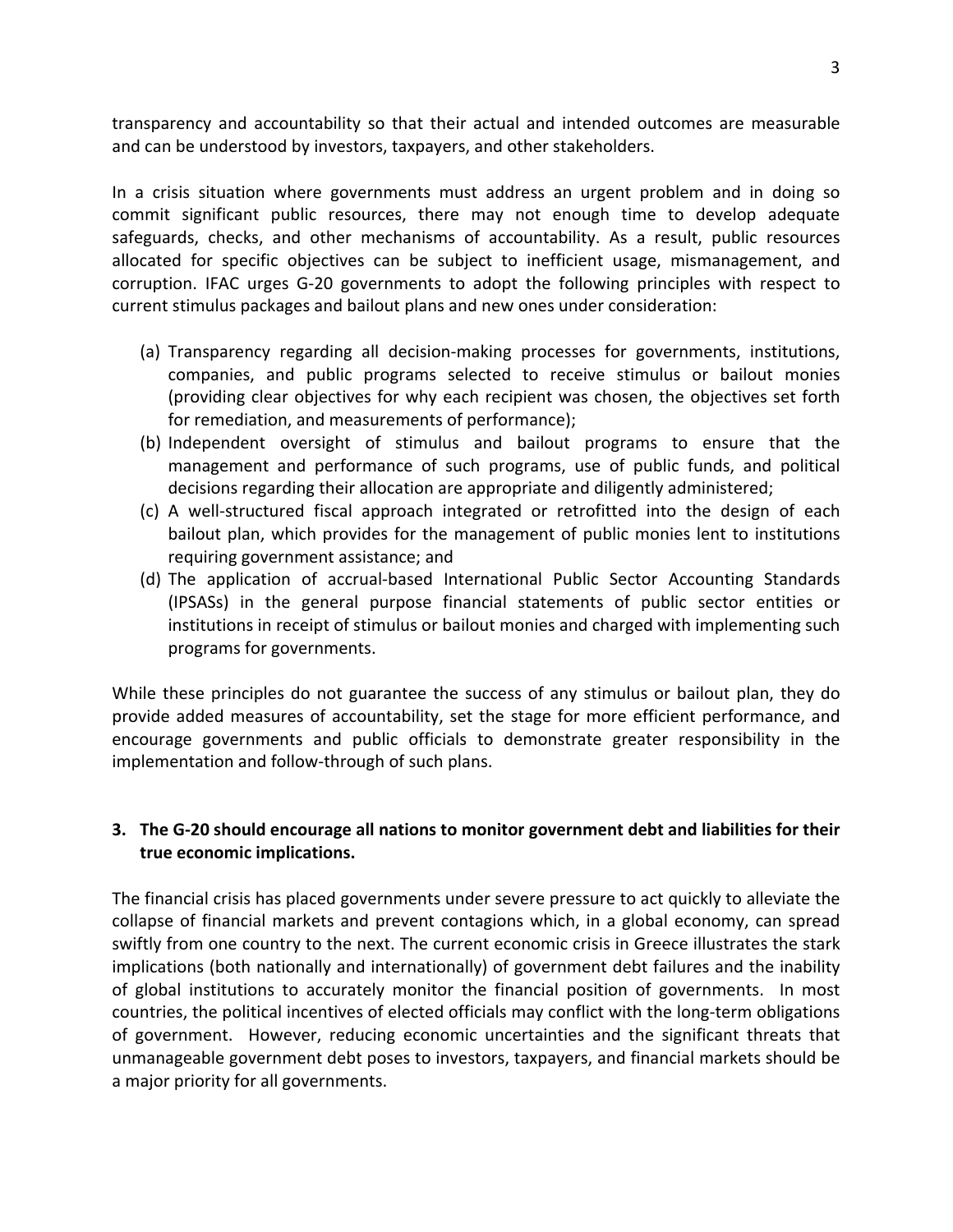transparency and accountability so that their actual and intended outcomes are measurable and can be understood by investors, taxpayers, and other stakeholders.

In a crisis situation where governments must address an urgent problem and in doing so commit significant public resources, there may not enough time to develop adequate safeguards, checks, and other mechanisms of accountability. As a result, public resources allocated for specific objectives can be subject to inefficient usage, mismanagement, and corruption. IFAC urges G-20 governments to adopt the following principles with respect to current stimulus packages and bailout plans and new ones under consideration:

(a) Transparency regarding all decision-making processes for governments, institutions, companies, and public programs selected to receive stimulus or bailout monies (providing clear objectives for why each recipient was chosen, the objectives set forth for remediation, and measurements of performance);
(b) Independent oversight of stimulus and bailout programs to ensure that the management and performance of such programs, use of public funds, and political decisions regarding their allocation are appropriate and diligently administered;
(c) A well-structured fiscal approach integrated or retrofitted into the design of each bailout plan, which provides for the management of public monies lent to institutions requiring government assistance; and
(d) The application of accrual-based International Public Sector Accounting Standards (IPSASs) in the general purpose financial statements of public sector entities or institutions in receipt of stimulus or bailout monies and charged with implementing such programs for governments.

While these principles do not guarantee the success of any stimulus or bailout plan, they do provide added measures of accountability, set the stage for more efficient performance, and encourage governments and public officials to demonstrate greater responsibility in the implementation and follow-through of such plans.

**3. The G-20 should encourage all nations to monitor government debt and liabilities for their true economic implications.**

The financial crisis has placed governments under severe pressure to act quickly to alleviate the collapse of financial markets and prevent contagions which, in a global economy, can spread swiftly from one country to the next. The current economic crisis in Greece illustrates the stark implications (both nationally and internationally) of government debt failures and the inability of global institutions to accurately monitor the financial position of governments. In most countries, the political incentives of elected officials may conflict with the long-term obligations of government. However, reducing economic uncertainties and the significant threats that unmanageable government debt poses to investors, taxpayers, and financial markets should be a major priority for all governments.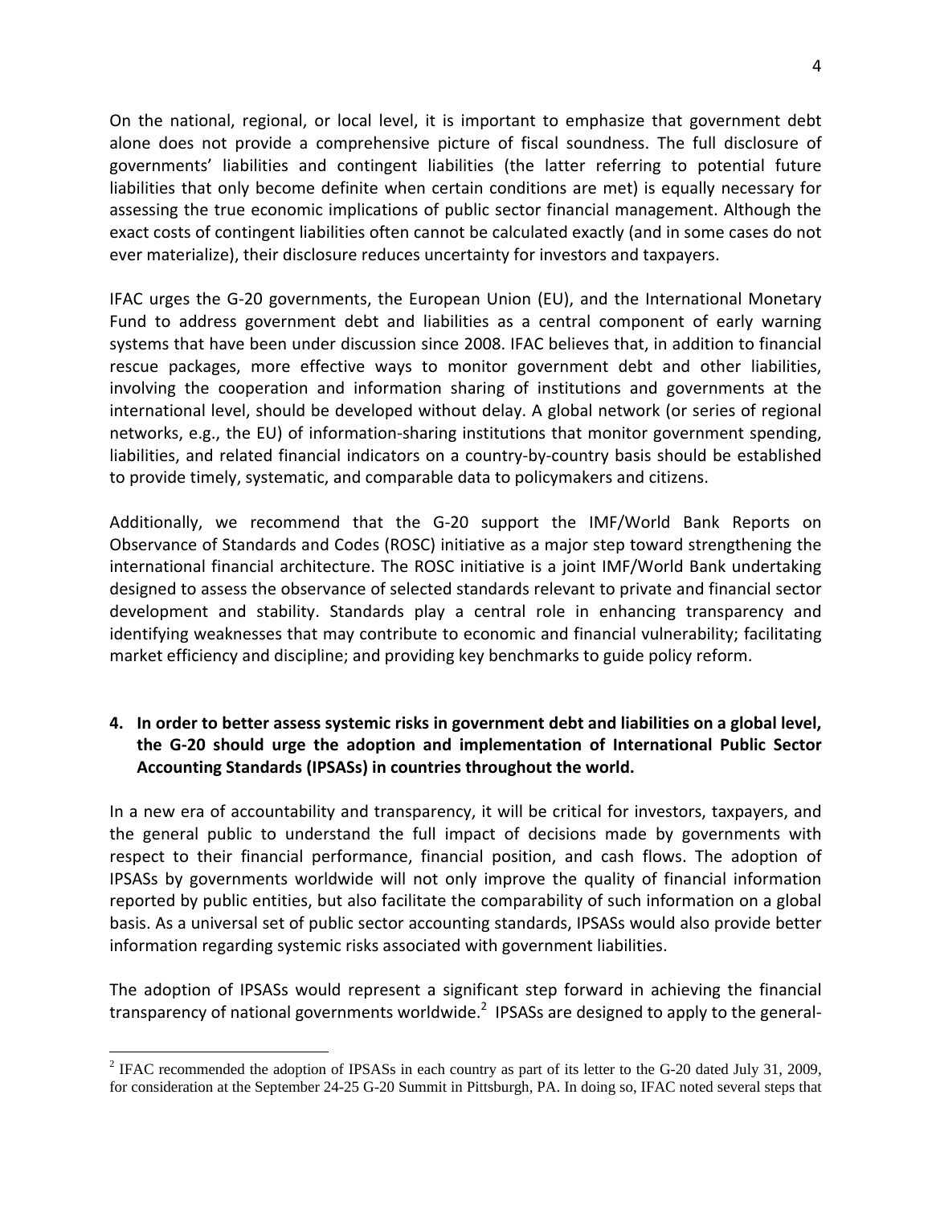On the national, regional, or local level, it is important to emphasize that government debt alone does not provide a comprehensive picture of fiscal soundness. The full disclosure of governments' liabilities and contingent liabilities (the latter referring to potential future liabilities that only become definite when certain conditions are met) is equally necessary for assessing the true economic implications of public sector financial management. Although the exact costs of contingent liabilities often cannot be calculated exactly (and in some cases do not ever materialize), their disclosure reduces uncertainty for investors and taxpayers.

IFAC urges the G-20 governments, the European Union (EU), and the International Monetary Fund to address government debt and liabilities as a central component of early warning systems that have been under discussion since 2008. IFAC believes that, in addition to financial rescue packages, more effective ways to monitor government debt and other liabilities, involving the cooperation and information sharing of institutions and governments at the international level, should be developed without delay. A global network (or series of regional networks, e.g., the EU) of information-sharing institutions that monitor government spending, liabilities, and related financial indicators on a country-by-country basis should be established to provide timely, systematic, and comparable data to policymakers and citizens.

Additionally, we recommend that the G-20 support the IMF/World Bank Reports on Observance of Standards and Codes (ROSC) initiative as a major step toward strengthening the international financial architecture. The ROSC initiative is a joint IMF/World Bank undertaking designed to assess the observance of selected standards relevant to private and financial sector development and stability. Standards play a central role in enhancing transparency and identifying weaknesses that may contribute to economic and financial vulnerability; facilitating market efficiency and discipline; and providing key benchmarks to guide policy reform.

**4. In order to better assess systemic risks in government debt and liabilities on a global level, the G-20 should urge the adoption and implementation of International Public Sector Accounting Standards (IPSASs) in countries throughout the world.**

In a new era of accountability and transparency, it will be critical for investors, taxpayers, and the general public to understand the full impact of decisions made by governments with respect to their financial performance, financial position, and cash flows. The adoption of IPSASs by governments worldwide will not only improve the quality of financial information reported by public entities, but also facilitate the comparability of such information on a global basis. As a universal set of public sector accounting standards, IPSASs would also provide better information regarding systemic risks associated with government liabilities.

The adoption of IPSASs would represent a significant step forward in achieving the financial transparency of national governments worldwide.[2] IPSASs are designed to apply to the general-

[2] IFAC recommended the adoption of IPSASs in each country as part of its letter to the G-20 dated July 31, 2009, for consideration at the September 24-25 G-20 Summit in Pittsburgh, PA. In doing so, IFAC noted several steps that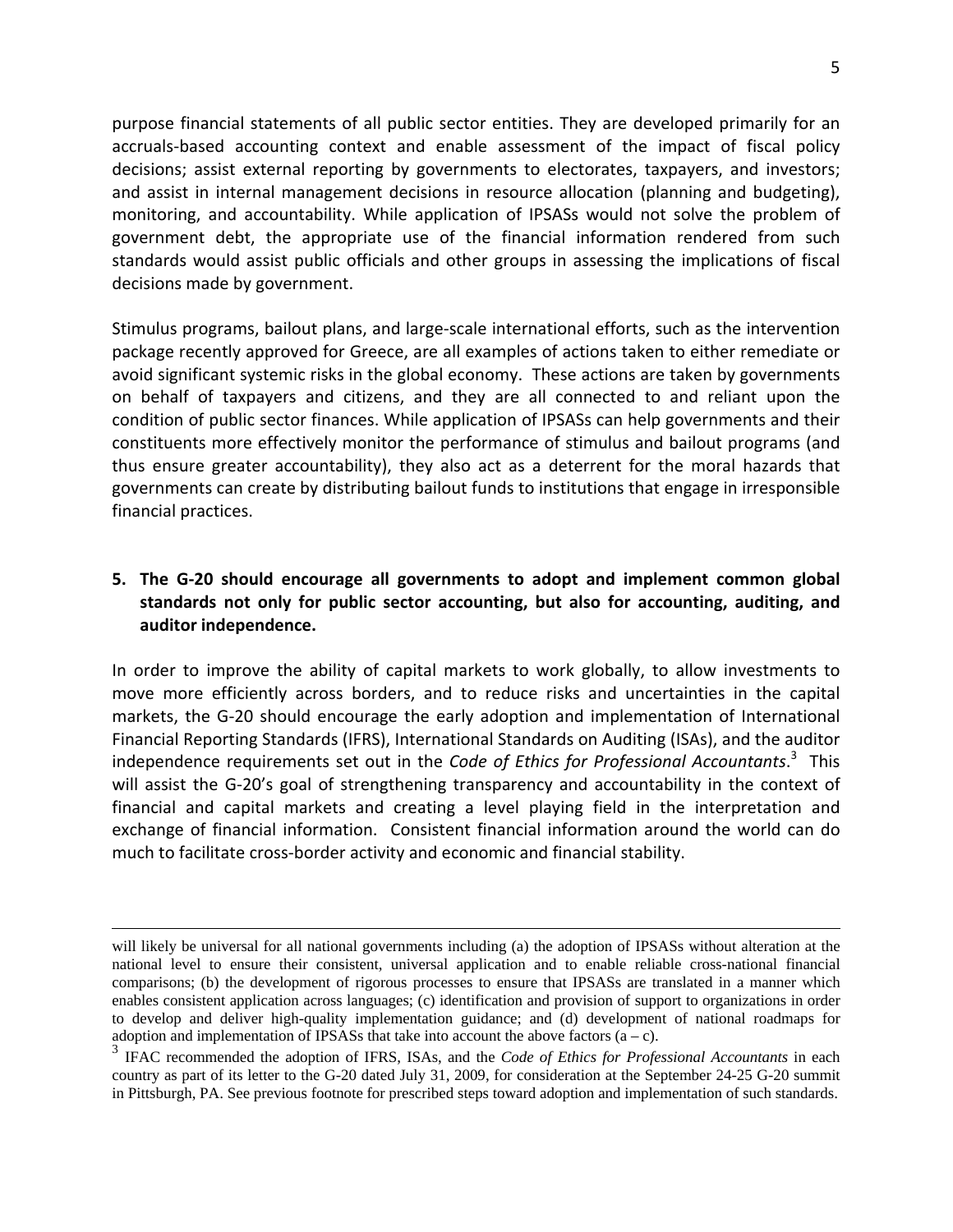purpose financial statements of all public sector entities. They are developed primarily for an accruals-based accounting context and enable assessment of the impact of fiscal policy decisions; assist external reporting by governments to electorates, taxpayers, and investors; and assist in internal management decisions in resource allocation (planning and budgeting), monitoring, and accountability. While application of IPSASs would not solve the problem of government debt, the appropriate use of the financial information rendered from such standards would assist public officials and other groups in assessing the implications of fiscal decisions made by government.

Stimulus programs, bailout plans, and large-scale international efforts, such as the intervention package recently approved for Greece, are all examples of actions taken to either remediate or avoid significant systemic risks in the global economy. These actions are taken by governments on behalf of taxpayers and citizens, and they are all connected to and reliant upon the condition of public sector finances. While application of IPSASs can help governments and their constituents more effectively monitor the performance of stimulus and bailout programs (and thus ensure greater accountability), they also act as a deterrent for the moral hazards that governments can create by distributing bailout funds to institutions that engage in irresponsible financial practices.

**5. The G-20 should encourage all governments to adopt and implement common global standards not only for public sector accounting, but also for accounting, auditing, and auditor independence.**

In order to improve the ability of capital markets to work globally, to allow investments to move more efficiently across borders, and to reduce risks and uncertainties in the capital markets, the G-20 should encourage the early adoption and implementation of International Financial Reporting Standards (IFRS), International Standards on Auditing (ISAs), and the auditor independence requirements set out in the *Code of Ethics for Professional Accountants*.[3] This will assist the G-20's goal of strengthening transparency and accountability in the context of financial and capital markets and creating a level playing field in the interpretation and exchange of financial information. Consistent financial information around the world can do much to facilitate cross-border activity and economic and financial stability.

---

will likely be universal for all national governments including (a) the adoption of IPSASs without alteration at the national level to ensure their consistent, universal application and to enable reliable cross-national financial comparisons; (b) the development of rigorous processes to ensure that IPSASs are translated in a manner which enables consistent application across languages; (c) identification and provision of support to organizations in order to develop and deliver high-quality implementation guidance; and (d) development of national roadmaps for adoption and implementation of IPSASs that take into account the above factors (a – c).

[3] IFAC recommended the adoption of IFRS, ISAs, and the *Code of Ethics for Professional Accountants* in each country as part of its letter to the G-20 dated July 31, 2009, for consideration at the September 24-25 G-20 summit in Pittsburgh, PA. See previous footnote for prescribed steps toward adoption and implementation of such standards.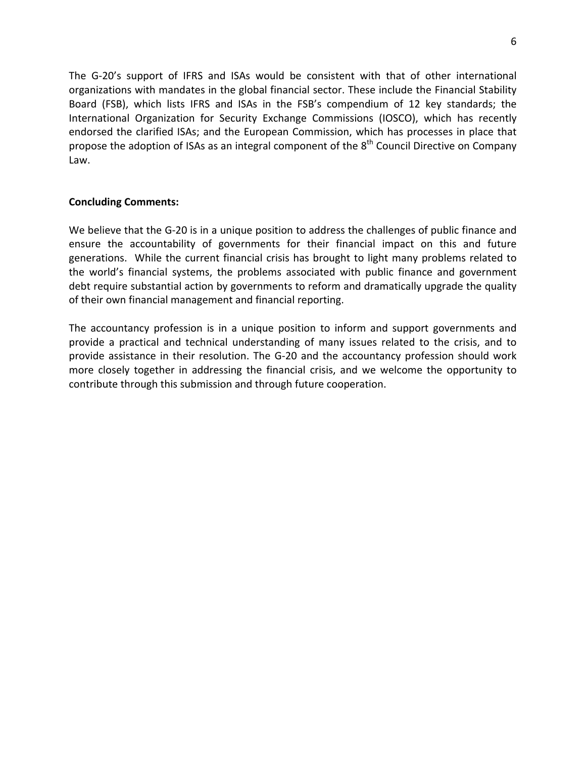The G-20's support of IFRS and ISAs would be consistent with that of other international organizations with mandates in the global financial sector. These include the Financial Stability Board (FSB), which lists IFRS and ISAs in the FSB's compendium of 12 key standards; the International Organization for Security Exchange Commissions (IOSCO), which has recently endorsed the clarified ISAs; and the European Commission, which has processes in place that propose the adoption of ISAs as an integral component of the 8th Council Directive on Company Law.

**Concluding Comments:**

We believe that the G-20 is in a unique position to address the challenges of public finance and ensure the accountability of governments for their financial impact on this and future generations. While the current financial crisis has brought to light many problems related to the world's financial systems, the problems associated with public finance and government debt require substantial action by governments to reform and dramatically upgrade the quality of their own financial management and financial reporting.

The accountancy profession is in a unique position to inform and support governments and provide a practical and technical understanding of many issues related to the crisis, and to provide assistance in their resolution. The G-20 and the accountancy profession should work more closely together in addressing the financial crisis, and we welcome the opportunity to contribute through this submission and through future cooperation.